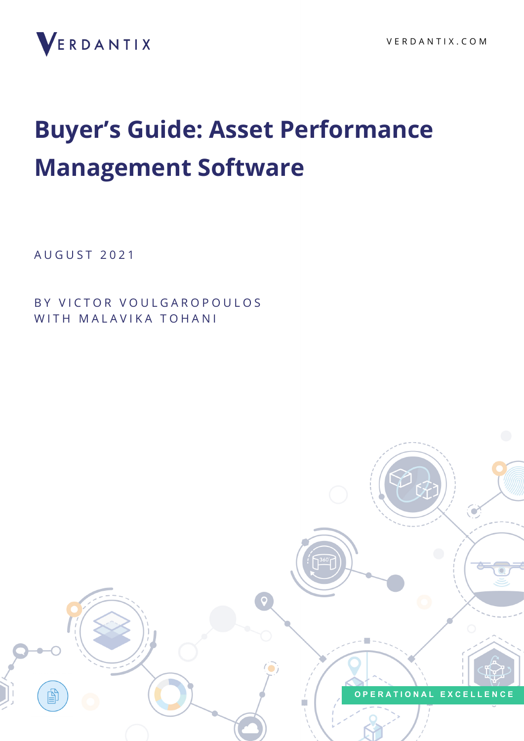VERDANTIX

VERDANTIX.COM

# Buyer's Guide: Asset Performance Management Software

AUGUST 2021

BY VICTOR VOULGAROPOULOS
WITH MALAVIKA TOHANI

OPERATIONAL EXCELLENCE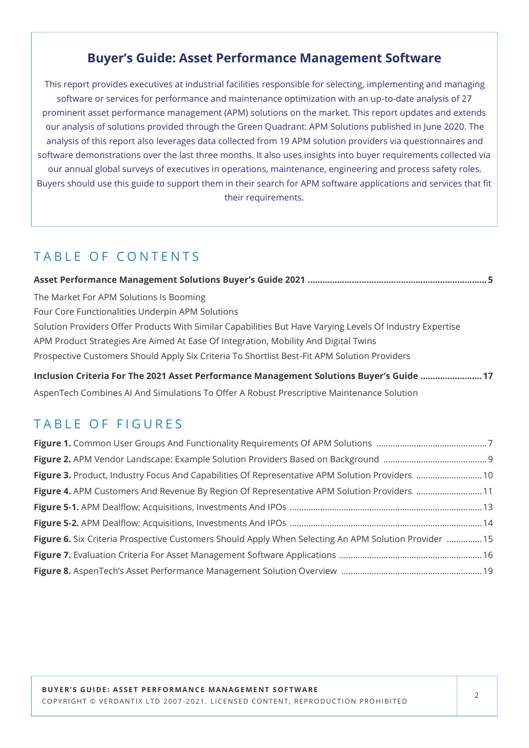## Buyer's Guide: Asset Performance Management Software

This report provides executives at industrial facilities responsible for selecting, implementing and managing software or services for performance and maintenance optimization with an up-to-date analysis of 27 prominent asset performance management (APM) solutions on the market. This report updates and extends our analysis of solutions provided through the Green Quadrant: APM Solutions published in June 2020. The analysis of this report also leverages data collected from 19 APM solution providers via questionnaires and software demonstrations over the last three months. It also uses insights into buyer requirements collected via our annual global surveys of executives in operations, maintenance, engineering and process safety roles. Buyers should use this guide to support them in their search for APM software applications and services that fit their requirements.

## TABLE OF CONTENTS

**Asset Performance Management Solutions Buyer's Guide 2021 ........ 5**

The Market For APM Solutions Is Booming

Four Core Functionalities Underpin APM Solutions

Solution Providers Offer Products With Similar Capabilities But Have Varying Levels Of Industry Expertise

APM Product Strategies Are Aimed At Ease Of Integration, Mobility And Digital Twins

Prospective Customers Should Apply Six Criteria To Shortlist Best-Fit APM Solution Providers

**Inclusion Criteria For The 2021 Asset Performance Management Solutions Buyer's Guide ........ 17**

AspenTech Combines AI And Simulations To Offer A Robust Prescriptive Maintenance Solution

## TABLE OF FIGURES

**Figure 1.** Common User Groups And Functionality Requirements Of APM Solutions ........ 7

**Figure 2.** APM Vendor Landscape: Example Solution Providers Based on Background ........ 9

**Figure 3.** Product, Industry Focus And Capabilities Of Representative APM Solution Providers ........ 10

**Figure 4.** APM Customers And Revenue By Region Of Representative APM Solution Providers ........ 11

**Figure 5-1.** APM Dealflow: Acquisitions, Investments And IPOs ........ 13

**Figure 5-2.** APM Dealflow: Acquisitions, Investments And IPOs ........ 14

**Figure 6.** Six Criteria Prospective Customers Should Apply When Selecting An APM Solution Provider ........ 15

**Figure 7.** Evaluation Criteria For Asset Management Software Applications ........ 16

**Figure 8.** AspenTech's Asset Performance Management Solution Overview ........ 19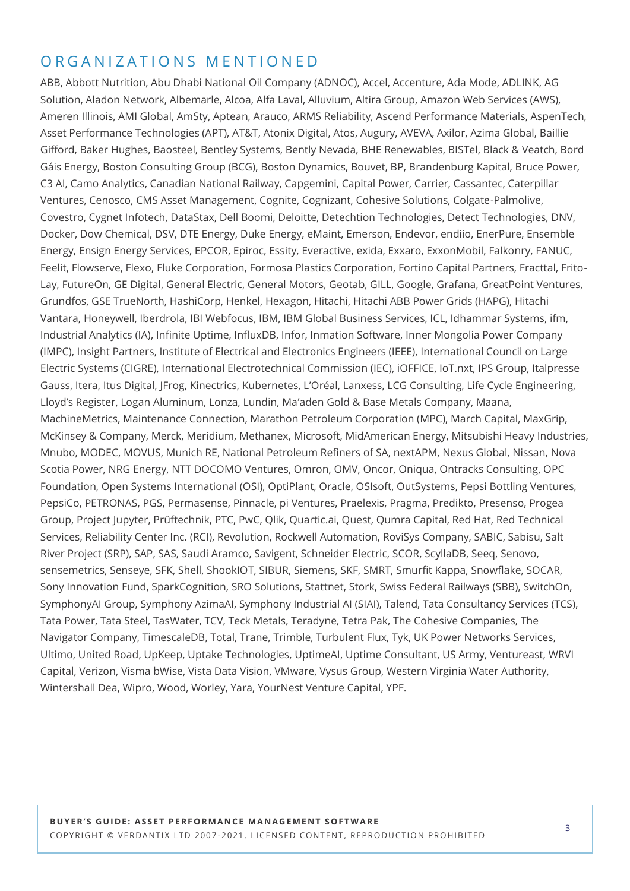## ORGANIZATIONS MENTIONED

ABB, Abbott Nutrition, Abu Dhabi National Oil Company (ADNOC), Accel, Accenture, Ada Mode, ADLINK, AG Solution, Aladon Network, Albemarle, Alcoa, Alfa Laval, Alluvium, Altira Group, Amazon Web Services (AWS), Ameren Illinois, AMI Global, AmSty, Aptean, Arauco, ARMS Reliability, Ascend Performance Materials, AspenTech, Asset Performance Technologies (APT), AT&T, Atonix Digital, Atos, Augury, AVEVA, Axilor, Azima Global, Baillie Gifford, Baker Hughes, Baosteel, Bentley Systems, Bently Nevada, BHE Renewables, BISTel, Black & Veatch, Bord Gáis Energy, Boston Consulting Group (BCG), Boston Dynamics, Bouvet, BP, Brandenburg Kapital, Bruce Power, C3 AI, Camo Analytics, Canadian National Railway, Capgemini, Capital Power, Carrier, Cassantec, Caterpillar Ventures, Cenosco, CMS Asset Management, Cognite, Cognizant, Cohesive Solutions, Colgate-Palmolive, Covestro, Cygnet Infotech, DataStax, Dell Boomi, Deloitte, Detechtion Technologies, Detect Technologies, DNV, Docker, Dow Chemical, DSV, DTE Energy, Duke Energy, eMaint, Emerson, Endevor, endiio, EnerPure, Ensemble Energy, Ensign Energy Services, EPCOR, Epiroc, Essity, Everactive, exida, Exxaro, ExxonMobil, Falkonry, FANUC, Feelit, Flowserve, Flexo, Fluke Corporation, Formosa Plastics Corporation, Fortino Capital Partners, Fracttal, Frito-Lay, FutureOn, GE Digital, General Electric, General Motors, Geotab, GILL, Google, Grafana, GreatPoint Ventures, Grundfos, GSE TrueNorth, HashiCorp, Henkel, Hexagon, Hitachi, Hitachi ABB Power Grids (HAPG), Hitachi Vantara, Honeywell, Iberdrola, IBI Webfocus, IBM, IBM Global Business Services, ICL, Idhammar Systems, ifm, Industrial Analytics (IA), Infinite Uptime, InfluxDB, Infor, Inmation Software, Inner Mongolia Power Company (IMPC), Insight Partners, Institute of Electrical and Electronics Engineers (IEEE), International Council on Large Electric Systems (CIGRE), International Electrotechnical Commission (IEC), iOFFICE, IoT.nxt, IPS Group, Italpresse Gauss, Itera, Itus Digital, JFrog, Kinectrics, Kubernetes, L'Oréal, Lanxess, LCG Consulting, Life Cycle Engineering, Lloyd's Register, Logan Aluminum, Lonza, Lundin, Ma'aden Gold & Base Metals Company, Maana, MachineMetrics, Maintenance Connection, Marathon Petroleum Corporation (MPC), March Capital, MaxGrip, McKinsey & Company, Merck, Meridium, Methanex, Microsoft, MidAmerican Energy, Mitsubishi Heavy Industries, Mnubo, MODEC, MOVUS, Munich RE, National Petroleum Refiners of SA, nextAPM, Nexus Global, Nissan, Nova Scotia Power, NRG Energy, NTT DOCOMO Ventures, Omron, OMV, Oncor, Oniqua, Ontracks Consulting, OPC Foundation, Open Systems International (OSI), OptiPlant, Oracle, OSIsoft, OutSystems, Pepsi Bottling Ventures, PepsiCo, PETRONAS, PGS, Permasense, Pinnacle, pi Ventures, Praelexis, Pragma, Predikto, Presenso, Progea Group, Project Jupyter, Prüftechnik, PTC, PwC, Qlik, Quartic.ai, Quest, Qumra Capital, Red Hat, Red Technical Services, Reliability Center Inc. (RCI), Revolution, Rockwell Automation, RoviSys Company, SABIC, Sabisu, Salt River Project (SRP), SAP, SAS, Saudi Aramco, Savigent, Schneider Electric, SCOR, ScyllaDB, Seeq, Senovo, sensemetrics, Senseye, SFK, Shell, ShookIOT, SIBUR, Siemens, SKF, SMRT, Smurfit Kappa, Snowflake, SOCAR, Sony Innovation Fund, SparkCognition, SRO Solutions, Stattnet, Stork, Swiss Federal Railways (SBB), SwitchOn, SymphonyAI Group, Symphony AzimaAI, Symphony Industrial AI (SIAI), Talend, Tata Consultancy Services (TCS), Tata Power, Tata Steel, TasWater, TCV, Teck Metals, Teradyne, Tetra Pak, The Cohesive Companies, The Navigator Company, TimescaleDB, Total, Trane, Trimble, Turbulent Flux, Tyk, UK Power Networks Services, Ultimo, United Road, UpKeep, Uptake Technologies, UptimeAI, Uptime Consultant, US Army, Ventureast, WRVI Capital, Verizon, Visma bWise, Vista Data Vision, VMware, Vysus Group, Western Virginia Water Authority, Wintershall Dea, Wipro, Wood, Worley, Yara, YourNest Venture Capital, YPF.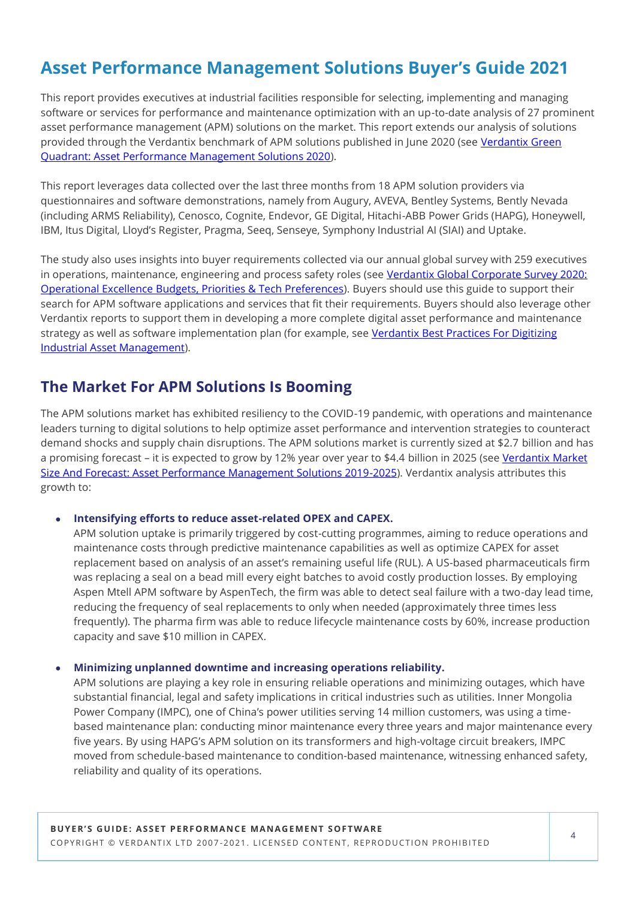# Asset Performance Management Solutions Buyer's Guide 2021

This report provides executives at industrial facilities responsible for selecting, implementing and managing software or services for performance and maintenance optimization with an up-to-date analysis of 27 prominent asset performance management (APM) solutions on the market. This report extends our analysis of solutions provided through the Verdantix benchmark of APM solutions published in June 2020 (see Verdantix Green Quadrant: Asset Performance Management Solutions 2020).

This report leverages data collected over the last three months from 18 APM solution providers via questionnaires and software demonstrations, namely from Augury, AVEVA, Bentley Systems, Bently Nevada (including ARMS Reliability), Cenosco, Cognite, Endevor, GE Digital, Hitachi-ABB Power Grids (HAPG), Honeywell, IBM, Itus Digital, Lloyd's Register, Pragma, Seeq, Senseye, Symphony Industrial AI (SIAI) and Uptake.

The study also uses insights into buyer requirements collected via our annual global survey with 259 executives in operations, maintenance, engineering and process safety roles (see Verdantix Global Corporate Survey 2020: Operational Excellence Budgets, Priorities & Tech Preferences). Buyers should use this guide to support their search for APM software applications and services that fit their requirements. Buyers should also leverage other Verdantix reports to support them in developing a more complete digital asset performance and maintenance strategy as well as software implementation plan (for example, see Verdantix Best Practices For Digitizing Industrial Asset Management).

## The Market For APM Solutions Is Booming

The APM solutions market has exhibited resiliency to the COVID-19 pandemic, with operations and maintenance leaders turning to digital solutions to help optimize asset performance and intervention strategies to counteract demand shocks and supply chain disruptions. The APM solutions market is currently sized at $2.7 billion and has a promising forecast – it is expected to grow by 12% year over year to $4.4 billion in 2025 (see Verdantix Market Size And Forecast: Asset Performance Management Solutions 2019-2025). Verdantix analysis attributes this growth to:

- **Intensifying efforts to reduce asset-related OPEX and CAPEX.**
  APM solution uptake is primarily triggered by cost-cutting programmes, aiming to reduce operations and maintenance costs through predictive maintenance capabilities as well as optimize CAPEX for asset replacement based on analysis of an asset's remaining useful life (RUL). A US-based pharmaceuticals firm was replacing a seal on a bead mill every eight batches to avoid costly production losses. By employing Aspen Mtell APM software by AspenTech, the firm was able to detect seal failure with a two-day lead time, reducing the frequency of seal replacements to only when needed (approximately three times less frequently). The pharma firm was able to reduce lifecycle maintenance costs by 60%, increase production capacity and save $10 million in CAPEX.

- **Minimizing unplanned downtime and increasing operations reliability.**
  APM solutions are playing a key role in ensuring reliable operations and minimizing outages, which have substantial financial, legal and safety implications in critical industries such as utilities. Inner Mongolia Power Company (IMPC), one of China's power utilities serving 14 million customers, was using a time-based maintenance plan: conducting minor maintenance every three years and major maintenance every five years. By using HAPG's APM solution on its transformers and high-voltage circuit breakers, IMPC moved from schedule-based maintenance to condition-based maintenance, witnessing enhanced safety, reliability and quality of its operations.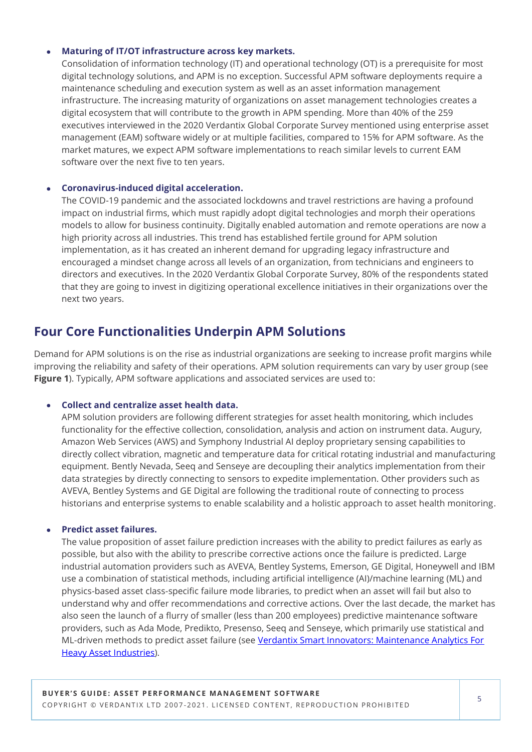- **Maturing of IT/OT infrastructure across key markets.**
  Consolidation of information technology (IT) and operational technology (OT) is a prerequisite for most digital technology solutions, and APM is no exception. Successful APM software deployments require a maintenance scheduling and execution system as well as an asset information management infrastructure. The increasing maturity of organizations on asset management technologies creates a digital ecosystem that will contribute to the growth in APM spending. More than 40% of the 259 executives interviewed in the 2020 Verdantix Global Corporate Survey mentioned using enterprise asset management (EAM) software widely or at multiple facilities, compared to 15% for APM software. As the market matures, we expect APM software implementations to reach similar levels to current EAM software over the next five to ten years.

- **Coronavirus-induced digital acceleration.**
  The COVID-19 pandemic and the associated lockdowns and travel restrictions are having a profound impact on industrial firms, which must rapidly adopt digital technologies and morph their operations models to allow for business continuity. Digitally enabled automation and remote operations are now a high priority across all industries. This trend has established fertile ground for APM solution implementation, as it has created an inherent demand for upgrading legacy infrastructure and encouraged a mindset change across all levels of an organization, from technicians and engineers to directors and executives. In the 2020 Verdantix Global Corporate Survey, 80% of the respondents stated that they are going to invest in digitizing operational excellence initiatives in their organizations over the next two years.

## Four Core Functionalities Underpin APM Solutions

Demand for APM solutions is on the rise as industrial organizations are seeking to increase profit margins while improving the reliability and safety of their operations. APM solution requirements can vary by user group (see **Figure 1**). Typically, APM software applications and associated services are used to:

- **Collect and centralize asset health data.**
  APM solution providers are following different strategies for asset health monitoring, which includes functionality for the effective collection, consolidation, analysis and action on instrument data. Augury, Amazon Web Services (AWS) and Symphony Industrial AI deploy proprietary sensing capabilities to directly collect vibration, magnetic and temperature data for critical rotating industrial and manufacturing equipment. Bently Nevada, Seeq and Senseye are decoupling their analytics implementation from their data strategies by directly connecting to sensors to expedite implementation. Other providers such as AVEVA, Bentley Systems and GE Digital are following the traditional route of connecting to process historians and enterprise systems to enable scalability and a holistic approach to asset health monitoring.

- **Predict asset failures.**
  The value proposition of asset failure prediction increases with the ability to predict failures as early as possible, but also with the ability to prescribe corrective actions once the failure is predicted. Large industrial automation providers such as AVEVA, Bentley Systems, Emerson, GE Digital, Honeywell and IBM use a combination of statistical methods, including artificial intelligence (AI)/machine learning (ML) and physics-based asset class-specific failure mode libraries, to predict when an asset will fail but also to understand why and offer recommendations and corrective actions. Over the last decade, the market has also seen the launch of a flurry of smaller (less than 200 employees) predictive maintenance software providers, such as Ada Mode, Predikto, Presenso, Seeq and Senseye, which primarily use statistical and ML-driven methods to predict asset failure (see Verdantix Smart Innovators: Maintenance Analytics For Heavy Asset Industries).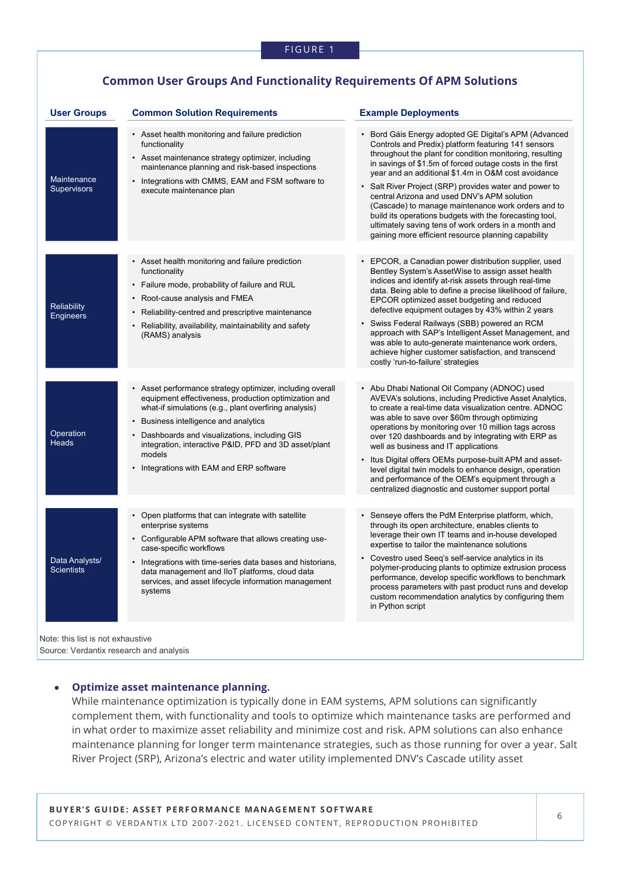FIGURE 1

### Common User Groups And Functionality Requirements Of APM Solutions

| User Groups | Common Solution Requirements | Example Deployments |
|---|---|---|
| Maintenance Supervisors | • Asset health monitoring and failure prediction functionality<br>• Asset maintenance strategy optimizer, including maintenance planning and risk-based inspections<br>• Integrations with CMMS, EAM and FSM software to execute maintenance plan | • Bord Gáis Energy adopted GE Digital's APM (Advanced Controls and Predix) platform featuring 141 sensors throughout the plant for condition monitoring, resulting in savings of $1.5m of forced outage costs in the first year and an additional $1.4m in O&M cost avoidance<br>• Salt River Project (SRP) provides water and power to central Arizona and used DNV's APM solution (Cascade) to manage maintenance work orders and to build its operations budgets with the forecasting tool, ultimately saving tens of work orders in a month and gaining more efficient resource planning capability |
| Reliability Engineers | • Asset health monitoring and failure prediction functionality<br>• Failure mode, probability of failure and RUL<br>• Root-cause analysis and FMEA<br>• Reliability-centred and prescriptive maintenance<br>• Reliability, availability, maintainability and safety (RAMS) analysis | • EPCOR, a Canadian power distribution supplier, used Bentley System's AssetWise to assign asset health indices and identify at-risk assets through real-time data. Being able to define a precise likelihood of failure, EPCOR optimized asset budgeting and reduced defective equipment outages by 43% within 2 years<br>• Swiss Federal Railways (SBB) powered an RCM approach with SAP's Intelligent Asset Management, and was able to auto-generate maintenance work orders, achieve higher customer satisfaction, and transcend costly 'run-to-failure' strategies |
| Operation Heads | • Asset performance strategy optimizer, including overall equipment effectiveness, production optimization and what-if simulations (e.g., plant overfiring analysis)<br>• Business intelligence and analytics<br>• Dashboards and visualizations, including GIS integration, interactive P&ID, PFD and 3D asset/plant models<br>• Integrations with EAM and ERP software | • Abu Dhabi National Oil Company (ADNOC) used AVEVA's solutions, including Predictive Asset Analytics, to create a real-time data visualization centre. ADNOC was able to save over $60m through optimizing operations by monitoring over 10 million tags across over 120 dashboards and by integrating with ERP as well as business and IT applications<br>• Itus Digital offers OEMs purpose-built APM and asset-level digital twin models to enhance design, operation and performance of the OEM's equipment through a centralized diagnostic and customer support portal |
| Data Analysts/ Scientists | • Open platforms that can integrate with satellite enterprise systems<br>• Configurable APM software that allows creating use-case-specific workflows<br>• Integrations with time-series data bases and historians, data management and IIoT platforms, cloud data services, and asset lifecycle information management systems | • Senseye offers the PdM Enterprise platform, which, through its open architecture, enables clients to leverage their own IT teams and in-house developed expertise to tailor the maintenance solutions<br>• Covestro used Seeq's self-service analytics in its polymer-producing plants to optimize extrusion process performance, develop specific workflows to benchmark process parameters with past product runs and develop custom recommendation analytics by configuring them in Python script |

Note: this list is not exhaustive
Source: Verdantix research and analysis

- **Optimize asset maintenance planning.**
  While maintenance optimization is typically done in EAM systems, APM solutions can significantly complement them, with functionality and tools to optimize which maintenance tasks are performed and in what order to maximize asset reliability and minimize cost and risk. APM solutions can also enhance maintenance planning for longer term maintenance strategies, such as those running for over a year. Salt River Project (SRP), Arizona's electric and water utility implemented DNV's Cascade utility asset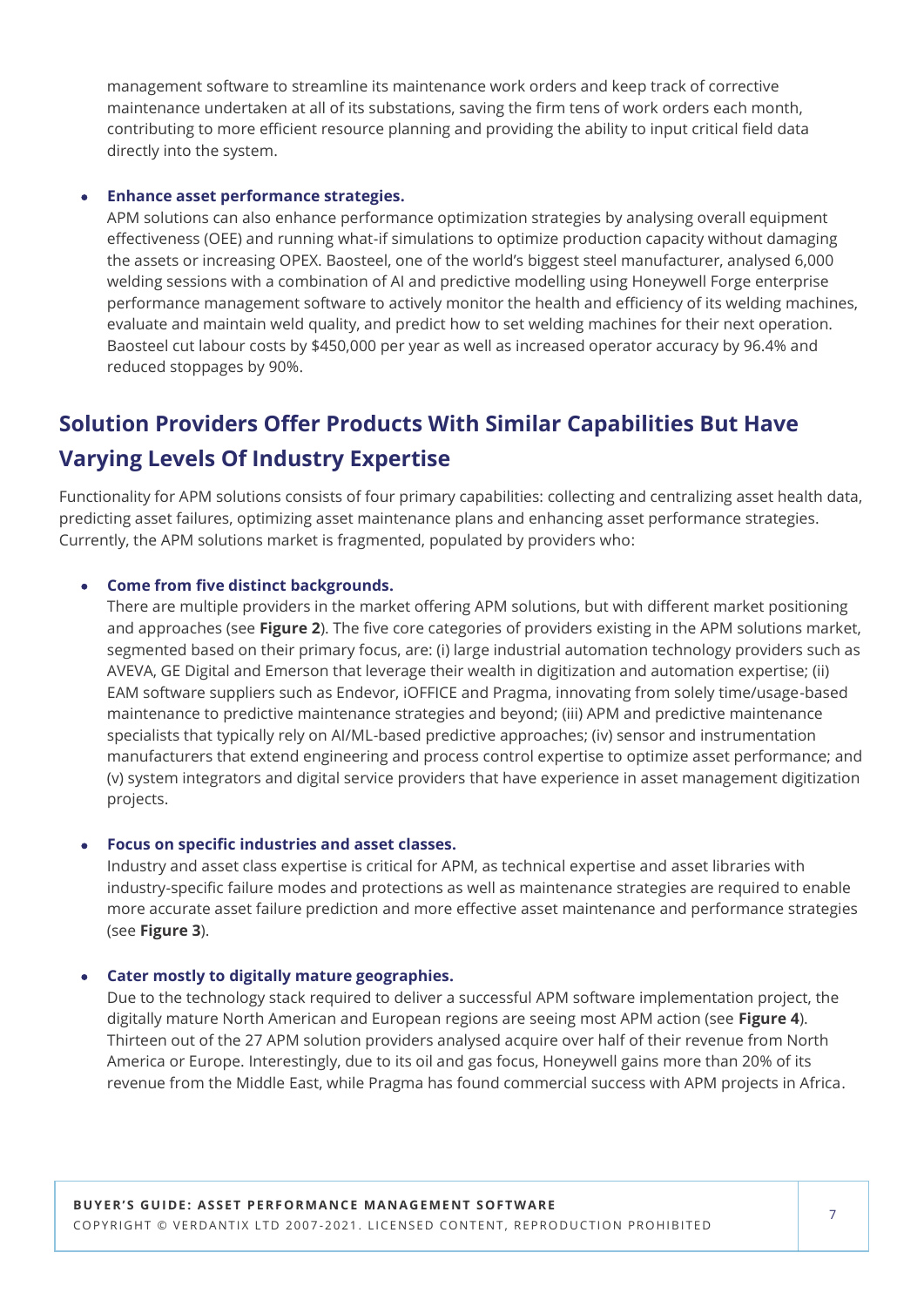management software to streamline its maintenance work orders and keep track of corrective maintenance undertaken at all of its substations, saving the firm tens of work orders each month, contributing to more efficient resource planning and providing the ability to input critical field data directly into the system.

- **Enhance asset performance strategies.**
  APM solutions can also enhance performance optimization strategies by analysing overall equipment effectiveness (OEE) and running what-if simulations to optimize production capacity without damaging the assets or increasing OPEX. Baosteel, one of the world's biggest steel manufacturer, analysed 6,000 welding sessions with a combination of AI and predictive modelling using Honeywell Forge enterprise performance management software to actively monitor the health and efficiency of its welding machines, evaluate and maintain weld quality, and predict how to set welding machines for their next operation. Baosteel cut labour costs by $450,000 per year as well as increased operator accuracy by 96.4% and reduced stoppages by 90%.

## Solution Providers Offer Products With Similar Capabilities But Have Varying Levels Of Industry Expertise

Functionality for APM solutions consists of four primary capabilities: collecting and centralizing asset health data, predicting asset failures, optimizing asset maintenance plans and enhancing asset performance strategies. Currently, the APM solutions market is fragmented, populated by providers who:

- **Come from five distinct backgrounds.**
  There are multiple providers in the market offering APM solutions, but with different market positioning and approaches (see **Figure 2**). The five core categories of providers existing in the APM solutions market, segmented based on their primary focus, are: (i) large industrial automation technology providers such as AVEVA, GE Digital and Emerson that leverage their wealth in digitization and automation expertise; (ii) EAM software suppliers such as Endevor, iOFFICE and Pragma, innovating from solely time/usage-based maintenance to predictive maintenance strategies and beyond; (iii) APM and predictive maintenance specialists that typically rely on AI/ML-based predictive approaches; (iv) sensor and instrumentation manufacturers that extend engineering and process control expertise to optimize asset performance; and (v) system integrators and digital service providers that have experience in asset management digitization projects.

- **Focus on specific industries and asset classes.**
  Industry and asset class expertise is critical for APM, as technical expertise and asset libraries with industry-specific failure modes and protections as well as maintenance strategies are required to enable more accurate asset failure prediction and more effective asset maintenance and performance strategies (see **Figure 3**).

- **Cater mostly to digitally mature geographies.**
  Due to the technology stack required to deliver a successful APM software implementation project, the digitally mature North American and European regions are seeing most APM action (see **Figure 4**). Thirteen out of the 27 APM solution providers analysed acquire over half of their revenue from North America or Europe. Interestingly, due to its oil and gas focus, Honeywell gains more than 20% of its revenue from the Middle East, while Pragma has found commercial success with APM projects in Africa.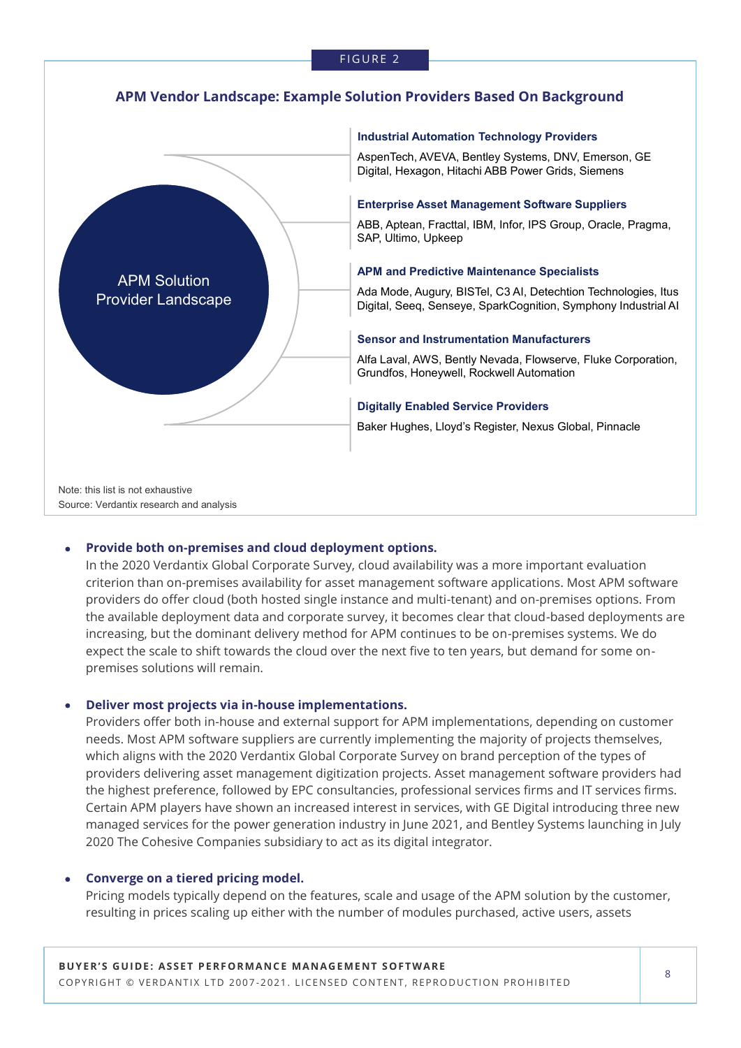FIGURE 2

**APM Vendor Landscape: Example Solution Providers Based On Background**

APM Solution Provider Landscape

**Industrial Automation Technology Providers**

AspenTech, AVEVA, Bentley Systems, DNV, Emerson, GE Digital, Hexagon, Hitachi ABB Power Grids, Siemens

**Enterprise Asset Management Software Suppliers**

ABB, Aptean, Fracttal, IBM, Infor, IPS Group, Oracle, Pragma, SAP, Ultimo, Upkeep

**APM and Predictive Maintenance Specialists**

Ada Mode, Augury, BISTel, C3 AI, Detechtion Technologies, Itus Digital, Seeq, Senseye, SparkCognition, Symphony Industrial AI

**Sensor and Instrumentation Manufacturers**

Alfa Laval, AWS, Bently Nevada, Flowserve, Fluke Corporation, Grundfos, Honeywell, Rockwell Automation

**Digitally Enabled Service Providers**

Baker Hughes, Lloyd's Register, Nexus Global, Pinnacle

Note: this list is not exhaustive
Source: Verdantix research and analysis

- **Provide both on-premises and cloud deployment options.**
  In the 2020 Verdantix Global Corporate Survey, cloud availability was a more important evaluation criterion than on-premises availability for asset management software applications. Most APM software providers do offer cloud (both hosted single instance and multi-tenant) and on-premises options. From the available deployment data and corporate survey, it becomes clear that cloud-based deployments are increasing, but the dominant delivery method for APM continues to be on-premises systems. We do expect the scale to shift towards the cloud over the next five to ten years, but demand for some on-premises solutions will remain.

- **Deliver most projects via in-house implementations.**
  Providers offer both in-house and external support for APM implementations, depending on customer needs. Most APM software suppliers are currently implementing the majority of projects themselves, which aligns with the 2020 Verdantix Global Corporate Survey on brand perception of the types of providers delivering asset management digitization projects. Asset management software providers had the highest preference, followed by EPC consultancies, professional services firms and IT services firms. Certain APM players have shown an increased interest in services, with GE Digital introducing three new managed services for the power generation industry in June 2021, and Bentley Systems launching in July 2020 The Cohesive Companies subsidiary to act as its digital integrator.

- **Converge on a tiered pricing model.**
  Pricing models typically depend on the features, scale and usage of the APM solution by the customer, resulting in prices scaling up either with the number of modules purchased, active users, assets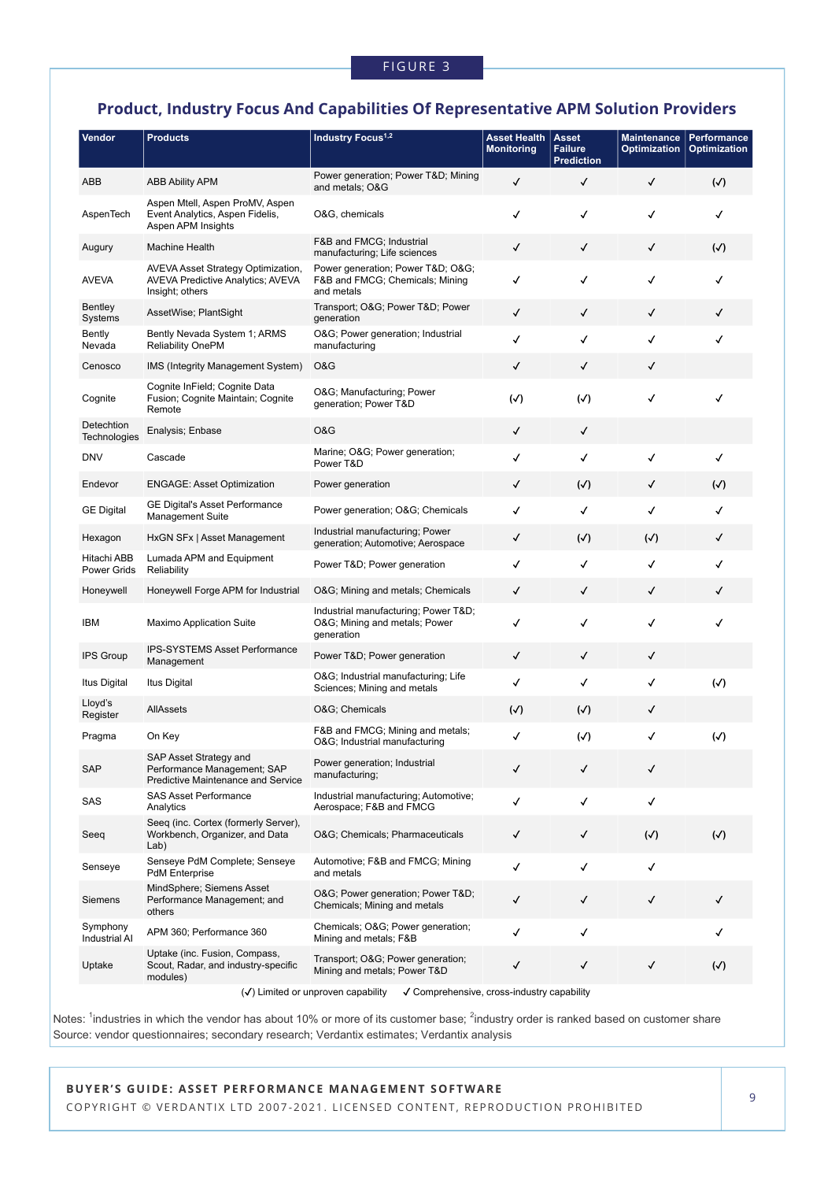FIGURE 3

## Product, Industry Focus And Capabilities Of Representative APM Solution Providers

| Vendor | Products | Industry Focus[1,2] | Asset Health Monitoring | Asset Failure Prediction | Maintenance Optimization | Performance Optimization |
|---|---|---|---|---|---|---|
| ABB | ABB Ability APM | Power generation; Power T&D; Mining and metals; O&G | ✓ | ✓ | ✓ | (✓) |
| AspenTech | Aspen Mtell, Aspen ProMV, Aspen Event Analytics, Aspen Fidelis, Aspen APM Insights | O&G, chemicals | ✓ | ✓ | ✓ | ✓ |
| Augury | Machine Health | F&B and FMCG; Industrial manufacturing; Life sciences | ✓ | ✓ | ✓ | (✓) |
| AVEVA | AVEVA Asset Strategy Optimization, AVEVA Predictive Analytics; AVEVA Insight; others | Power generation; Power T&D; O&G; F&B and FMCG; Chemicals; Mining and metals | ✓ | ✓ | ✓ | ✓ |
| Bentley Systems | AssetWise; PlantSight | Transport; O&G; Power T&D; Power generation | ✓ | ✓ | ✓ | ✓ |
| Bently Nevada | Bently Nevada System 1; ARMS Reliability OnePM | O&G; Power generation; Industrial manufacturing | ✓ | ✓ | ✓ | ✓ |
| Cenosco | IMS (Integrity Management System) | O&G | ✓ | ✓ | ✓ | |
| Cognite | Cognite InField; Cognite Data Fusion; Cognite Maintain; Cognite Remote | O&G; Manufacturing; Power generation; Power T&D | (✓) | (✓) | ✓ | ✓ |
| Detechtion Technologies | Enalysis; Enbase | O&G | ✓ | ✓ | | |
| DNV | Cascade | Marine; O&G; Power generation; Power T&D | ✓ | ✓ | ✓ | ✓ |
| Endevor | ENGAGE: Asset Optimization | Power generation | ✓ | (✓) | ✓ | (✓) |
| GE Digital | GE Digital's Asset Performance Management Suite | Power generation; O&G; Chemicals | ✓ | ✓ | ✓ | ✓ |
| Hexagon | HxGN SFx \| Asset Management | Industrial manufacturing; Power generation; Automotive; Aerospace | ✓ | (✓) | (✓) | ✓ |
| Hitachi ABB Power Grids | Lumada APM and Equipment Reliability | Power T&D; Power generation | ✓ | ✓ | ✓ | ✓ |
| Honeywell | Honeywell Forge APM for Industrial | O&G; Mining and metals; Chemicals | ✓ | ✓ | ✓ | ✓ |
| IBM | Maximo Application Suite | Industrial manufacturing; Power T&D; O&G; Mining and metals; Power generation | ✓ | ✓ | ✓ | ✓ |
| IPS Group | IPS-SYSTEMS Asset Performance Management | Power T&D; Power generation | ✓ | ✓ | ✓ | |
| Itus Digital | Itus Digital | O&G; Industrial manufacturing; Life Sciences; Mining and metals | ✓ | ✓ | ✓ | (✓) |
| Lloyd's Register | AllAssets | O&G; Chemicals | (✓) | (✓) | ✓ | |
| Pragma | On Key | F&B and FMCG; Mining and metals; O&G; Industrial manufacturing | ✓ | (✓) | ✓ | (✓) |
| SAP | SAP Asset Strategy and Performance Management; SAP Predictive Maintenance and Service | Power generation; Industrial manufacturing; | ✓ | ✓ | ✓ | |
| SAS | SAS Asset Performance Analytics | Industrial manufacturing; Automotive; Aerospace; F&B and FMCG | ✓ | ✓ | ✓ | |
| Seeq | Seeq (inc. Cortex (formerly Server), Workbench, Organizer, and Data Lab) | O&G; Chemicals; Pharmaceuticals | ✓ | ✓ | (✓) | (✓) |
| Senseye | Senseye PdM Complete; Senseye PdM Enterprise | Automotive; F&B and FMCG; Mining and metals | ✓ | ✓ | ✓ | |
| Siemens | MindSphere; Siemens Asset Performance Management; and others | O&G; Power generation; Power T&D; Chemicals; Mining and metals | ✓ | ✓ | ✓ | ✓ |
| Symphony Industrial AI | APM 360; Performance 360 | Chemicals; O&G; Power generation; Mining and metals; F&B | ✓ | ✓ | | ✓ |
| Uptake | Uptake (inc. Fusion, Compass, Scout, Radar, and industry-specific modules) | Transport; O&G; Power generation; Mining and metals; Power T&D | ✓ | ✓ | ✓ | (✓) |

(✓) Limited or unproven capability ✓ Comprehensive, cross-industry capability

Notes: [1]industries in which the vendor has about 10% or more of its customer base; [2]industry order is ranked based on customer share
Source: vendor questionnaires; secondary research; Verdantix estimates; Verdantix analysis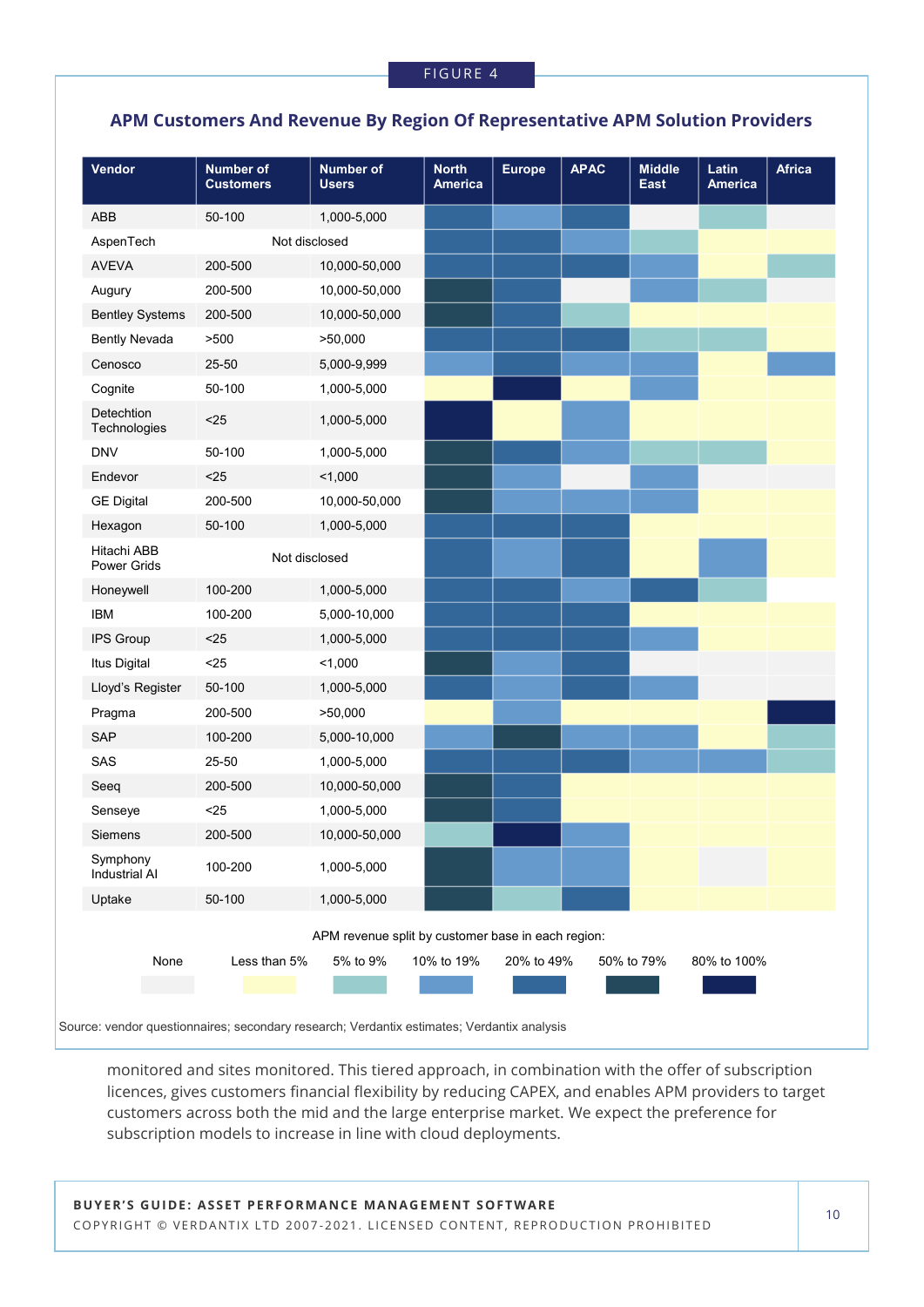FIGURE 4

## APM Customers And Revenue By Region Of Representative APM Solution Providers

| Vendor | Number of Customers | Number of Users | North America | Europe | APAC | Middle East | Latin America | Africa |
|---|---|---|---|---|---|---|---|---|
| ABB | 50-100 | 1,000-5,000 | 20% to 49% | 10% to 19% | 20% to 49% | None | 5% to 9% | None |
| AspenTech | Not disclosed | | 20% to 49% | 20% to 49% | 10% to 19% | 5% to 9% | Less than 5% | Less than 5% |
| AVEVA | 200-500 | 10,000-50,000 | 20% to 49% | 20% to 49% | 20% to 49% | 10% to 19% | Less than 5% | 5% to 9% |
| Augury | 200-500 | 10,000-50,000 | 50% to 79% | 20% to 49% | None | 10% to 19% | 5% to 9% | None |
| Bentley Systems | 200-500 | 10,000-50,000 | 50% to 79% | 20% to 49% | 5% to 9% | Less than 5% | Less than 5% | Less than 5% |
| Bently Nevada | >500 | >50,000 | 20% to 49% | 20% to 49% | 20% to 49% | 5% to 9% | 5% to 9% | Less than 5% |
| Cenosco | 25-50 | 5,000-9,999 | 10% to 19% | 20% to 49% | 10% to 19% | 10% to 19% | Less than 5% | 10% to 19% |
| Cognite | 50-100 | 1,000-5,000 | Less than 5% | 80% to 100% | Less than 5% | 10% to 19% | Less than 5% | Less than 5% |
| Detechtion Technologies | <25 | 1,000-5,000 | 80% to 100% | Less than 5% | 10% to 19% | Less than 5% | Less than 5% | Less than 5% |
| DNV | 50-100 | 1,000-5,000 | 50% to 79% | 20% to 49% | 10% to 19% | 5% to 9% | 5% to 9% | Less than 5% |
| Endevor | <25 | <1,000 | 50% to 79% | 10% to 19% | None | 10% to 19% | None | None |
| GE Digital | 200-500 | 10,000-50,000 | 50% to 79% | 10% to 19% | 10% to 19% | 10% to 19% | Less than 5% | Less than 5% |
| Hexagon | 50-100 | 1,000-5,000 | 20% to 49% | 20% to 49% | 20% to 49% | Less than 5% | Less than 5% | Less than 5% |
| Hitachi ABB Power Grids | Not disclosed | | 20% to 49% | 10% to 19% | 20% to 49% | Less than 5% | 10% to 19% | Less than 5% |
| Honeywell | 100-200 | 1,000-5,000 | 20% to 49% | 20% to 49% | 10% to 19% | 20% to 49% | 5% to 9% | None |
| IBM | 100-200 | 5,000-10,000 | 20% to 49% | 20% to 49% | 20% to 49% | Less than 5% | Less than 5% | Less than 5% |
| IPS Group | <25 | 1,000-5,000 | 20% to 49% | 20% to 49% | 20% to 49% | 10% to 19% | Less than 5% | Less than 5% |
| Itus Digital | <25 | <1,000 | 50% to 79% | 10% to 19% | 20% to 49% | None | None | None |
| Lloyd's Register | 50-100 | 1,000-5,000 | 20% to 49% | 10% to 19% | 20% to 49% | 10% to 19% | None | None |
| Pragma | 200-500 | >50,000 | Less than 5% | 10% to 19% | Less than 5% | Less than 5% | Less than 5% | 80% to 100% |
| SAP | 100-200 | 5,000-10,000 | 10% to 19% | 50% to 79% | 10% to 19% | 10% to 19% | Less than 5% | 5% to 9% |
| SAS | 25-50 | 1,000-5,000 | 20% to 49% | 20% to 49% | 20% to 49% | 10% to 19% | 10% to 19% | 5% to 9% |
| Seeq | 200-500 | 10,000-50,000 | 50% to 79% | 20% to 49% | Less than 5% | Less than 5% | Less than 5% | Less than 5% |
| Senseye | <25 | 1,000-5,000 | 50% to 79% | 20% to 49% | Less than 5% | Less than 5% | Less than 5% | Less than 5% |
| Siemens | 200-500 | 10,000-50,000 | 5% to 9% | 80% to 100% | 10% to 19% | Less than 5% | Less than 5% | Less than 5% |
| Symphony Industrial AI | 100-200 | 1,000-5,000 | 50% to 79% | 10% to 19% | 10% to 19% | Less than 5% | None | Less than 5% |
| Uptake | 50-100 | 1,000-5,000 | 50% to 79% | 5% to 9% | 20% to 49% | Less than 5% | Less than 5% | Less than 5% |

APM revenue split by customer base in each region:

None | Less than 5% | 5% to 9% | 10% to 19% | 20% to 49% | 50% to 79% | 80% to 100%

Source: vendor questionnaires; secondary research; Verdantix estimates; Verdantix analysis

monitored and sites monitored. This tiered approach, in combination with the offer of subscription licences, gives customers financial flexibility by reducing CAPEX, and enables APM providers to target customers across both the mid and the large enterprise market. We expect the preference for subscription models to increase in line with cloud deployments.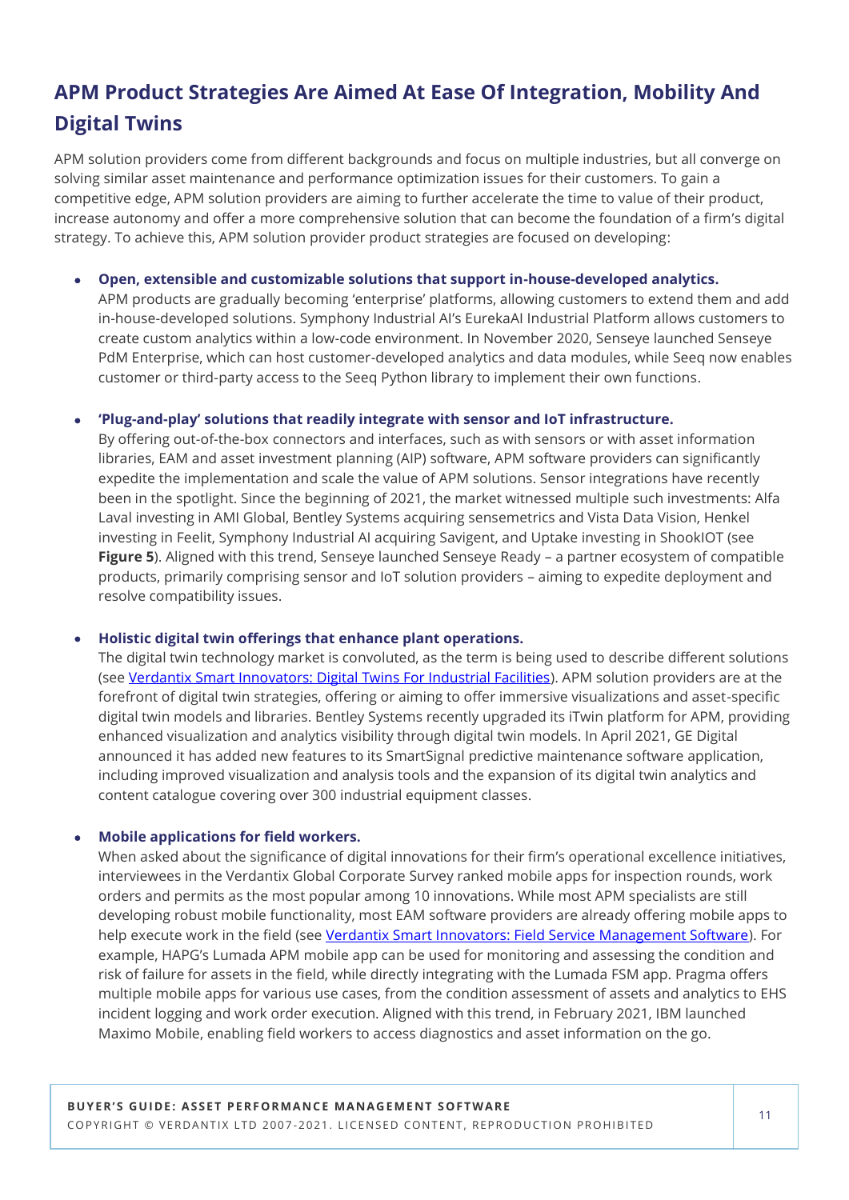## APM Product Strategies Are Aimed At Ease Of Integration, Mobility And Digital Twins

APM solution providers come from different backgrounds and focus on multiple industries, but all converge on solving similar asset maintenance and performance optimization issues for their customers. To gain a competitive edge, APM solution providers are aiming to further accelerate the time to value of their product, increase autonomy and offer a more comprehensive solution that can become the foundation of a firm's digital strategy. To achieve this, APM solution provider product strategies are focused on developing:

- **Open, extensible and customizable solutions that support in-house-developed analytics.** APM products are gradually becoming 'enterprise' platforms, allowing customers to extend them and add in-house-developed solutions. Symphony Industrial AI's EurekaAI Industrial Platform allows customers to create custom analytics within a low-code environment. In November 2020, Senseye launched Senseye PdM Enterprise, which can host customer-developed analytics and data modules, while Seeq now enables customer or third-party access to the Seeq Python library to implement their own functions.

- **'Plug-and-play' solutions that readily integrate with sensor and IoT infrastructure.** By offering out-of-the-box connectors and interfaces, such as with sensors or with asset information libraries, EAM and asset investment planning (AIP) software, APM software providers can significantly expedite the implementation and scale the value of APM solutions. Sensor integrations have recently been in the spotlight. Since the beginning of 2021, the market witnessed multiple such investments: Alfa Laval investing in AMI Global, Bentley Systems acquiring sensemetrics and Vista Data Vision, Henkel investing in Feelit, Symphony Industrial AI acquiring Savigent, and Uptake investing in ShookIOT (see **Figure 5**). Aligned with this trend, Senseye launched Senseye Ready – a partner ecosystem of compatible products, primarily comprising sensor and IoT solution providers – aiming to expedite deployment and resolve compatibility issues.

- **Holistic digital twin offerings that enhance plant operations.** The digital twin technology market is convoluted, as the term is being used to describe different solutions (see [Verdantix Smart Innovators: Digital Twins For Industrial Facilities]). APM solution providers are at the forefront of digital twin strategies, offering or aiming to offer immersive visualizations and asset-specific digital twin models and libraries. Bentley Systems recently upgraded its iTwin platform for APM, providing enhanced visualization and analytics visibility through digital twin models. In April 2021, GE Digital announced it has added new features to its SmartSignal predictive maintenance software application, including improved visualization and analysis tools and the expansion of its digital twin analytics and content catalogue covering over 300 industrial equipment classes.

- **Mobile applications for field workers.** When asked about the significance of digital innovations for their firm's operational excellence initiatives, interviewees in the Verdantix Global Corporate Survey ranked mobile apps for inspection rounds, work orders and permits as the most popular among 10 innovations. While most APM specialists are still developing robust mobile functionality, most EAM software providers are already offering mobile apps to help execute work in the field (see [Verdantix Smart Innovators: Field Service Management Software]). For example, HAPG's Lumada APM mobile app can be used for monitoring and assessing the condition and risk of failure for assets in the field, while directly integrating with the Lumada FSM app. Pragma offers multiple mobile apps for various use cases, from the condition assessment of assets and analytics to EHS incident logging and work order execution. Aligned with this trend, in February 2021, IBM launched Maximo Mobile, enabling field workers to access diagnostics and asset information on the go.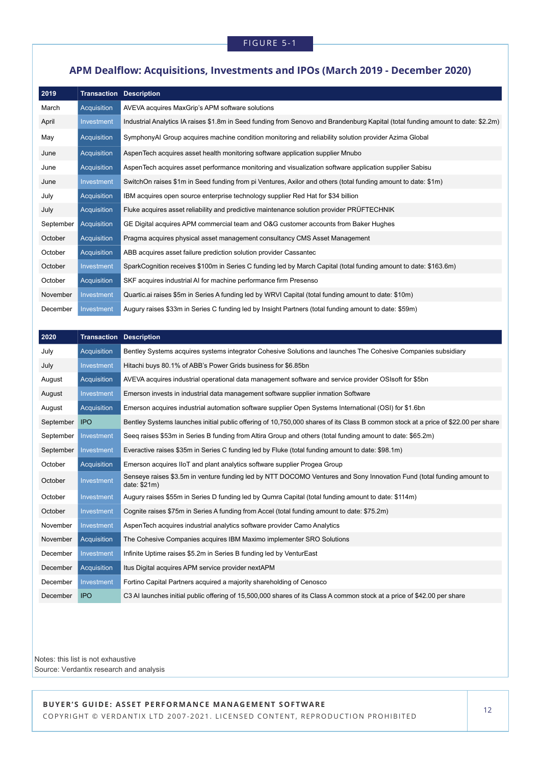FIGURE 5-1

## APM Dealflow: Acquisitions, Investments and IPOs (March 2019 - December 2020)

| 2019 | Transaction | Description |
|---|---|---|
| March | Acquisition | AVEVA acquires MaxGrip's APM software solutions |
| April | Investment | Industrial Analytics IA raises $1.8m in Seed funding from Senovo and Brandenburg Kapital (total funding amount to date: $2.2m) |
| May | Acquisition | SymphonyAI Group acquires machine condition monitoring and reliability solution provider Azima Global |
| June | Acquisition | AspenTech acquires asset health monitoring software application supplier Mnubo |
| June | Acquisition | AspenTech acquires asset performance monitoring and visualization software application supplier Sabisu |
| June | Investment | SwitchOn raises $1m in Seed funding from pi Ventures, Axilor and others (total funding amount to date: $1m) |
| July | Acquisition | IBM acquires open source enterprise technology supplier Red Hat for $34 billion |
| July | Acquisition | Fluke acquires asset reliability and predictive maintenance solution provider PRÜFTECHNIK |
| September | Acquisition | GE Digital acquires APM commercial team and O&G customer accounts from Baker Hughes |
| October | Acquisition | Pragma acquires physical asset management consultancy CMS Asset Management |
| October | Acquisition | ABB acquires asset failure prediction solution provider Cassantec |
| October | Investment | SparkCognition receives $100m in Series C funding led by March Capital (total funding amount to date: $163.6m) |
| October | Acquisition | SKF acquires industrial AI for machine performance firm Presenso |
| November | Investment | Quartic.ai raises $5m in Series A funding led by WRVI Capital (total funding amount to date: $10m) |
| December | Investment | Augury raises $33m in Series C funding led by Insight Partners (total funding amount to date: $59m) |

| 2020 | Transaction | Description |
|---|---|---|
| July | Acquisition | Bentley Systems acquires systems integrator Cohesive Solutions and launches The Cohesive Companies subsidiary |
| July | Investment | Hitachi buys 80.1% of ABB's Power Grids business for $6.85bn |
| August | Acquisition | AVEVA acquires industrial operational data management software and service provider OSIsoft for $5bn |
| August | Investment | Emerson invests in industrial data management software supplier inmation Software |
| August | Acquisition | Emerson acquires industrial automation software supplier Open Systems International (OSI) for $1.6bn |
| September | IPO | Bentley Systems launches initial public offering of 10,750,000 shares of its Class B common stock at a price of $22.00 per share |
| September | Investment | Seeq raises $53m in Series B funding from Altira Group and others (total funding amount to date: $65.2m) |
| September | Investment | Everactive raises $35m in Series C funding led by Fluke (total funding amount to date: $98.1m) |
| October | Acquisition | Emerson acquires IIoT and plant analytics software supplier Progea Group |
| October | Investment | Senseye raises $3.5m in venture funding led by NTT DOCOMO Ventures and Sony Innovation Fund (total funding amount to date: $21m) |
| October | Investment | Augury raises $55m in Series D funding led by Qumra Capital (total funding amount to date: $114m) |
| October | Investment | Cognite raises $75m in Series A funding from Accel (total funding amount to date: $75.2m) |
| November | Investment | AspenTech acquires industrial analytics software provider Camo Analytics |
| November | Acquisition | The Cohesive Companies acquires IBM Maximo implementer SRO Solutions |
| December | Investment | Infinite Uptime raises $5.2m in Series B funding led by VenturEast |
| December | Acquisition | Itus Digital acquires APM service provider nextAPM |
| December | Investment | Fortino Capital Partners acquired a majority shareholding of Cenosco |
| December | IPO | C3 AI launches initial public offering of 15,500,000 shares of its Class A common stock at a price of $42.00 per share |

Notes: this list is not exhaustive
Source: Verdantix research and analysis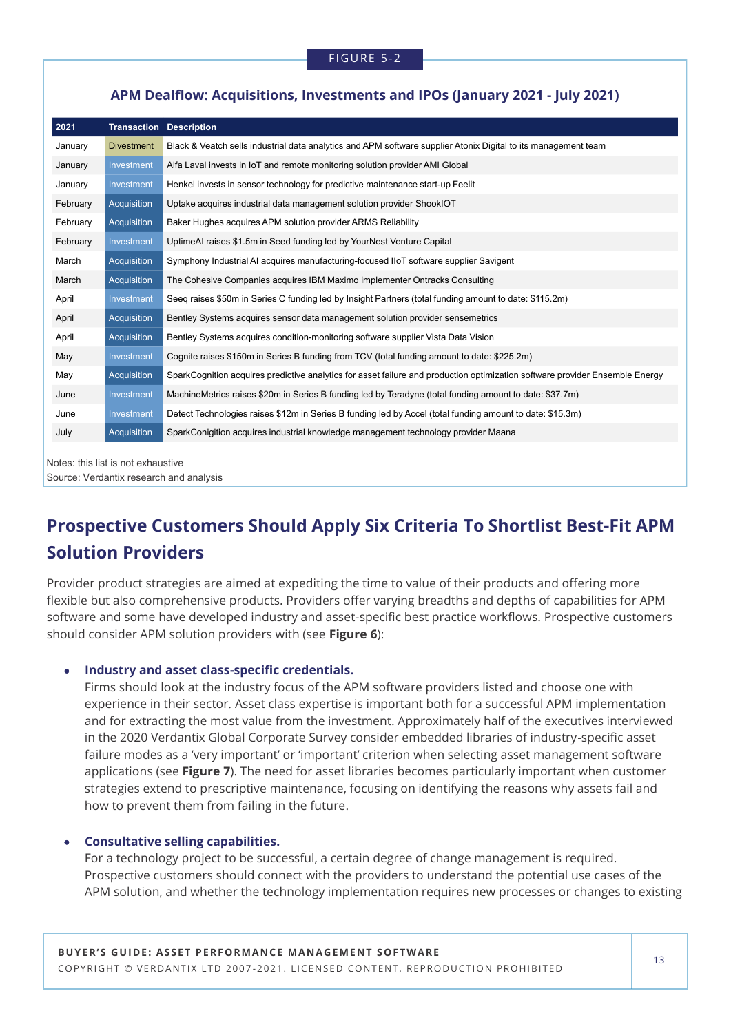FIGURE 5-2

**APM Dealflow: Acquisitions, Investments and IPOs (January 2021 - July 2021)**

| 2021 | Transaction | Description |
|---|---|---|
| January | Divestment | Black & Veatch sells industrial data analytics and APM software supplier Atonix Digital to its management team |
| January | Investment | Alfa Laval invests in IoT and remote monitoring solution provider AMI Global |
| January | Investment | Henkel invests in sensor technology for predictive maintenance start-up Feelit |
| February | Acquisition | Uptake acquires industrial data management solution provider ShookIOT |
| February | Acquisition | Baker Hughes acquires APM solution provider ARMS Reliability |
| February | Investment | UptimeAI raises $1.5m in Seed funding led by YourNest Venture Capital |
| March | Acquisition | Symphony Industrial AI acquires manufacturing-focused IIoT software supplier Savigent |
| March | Acquisition | The Cohesive Companies acquires IBM Maximo implementer Ontracks Consulting |
| April | Investment | Seeq raises $50m in Series C funding led by Insight Partners (total funding amount to date: $115.2m) |
| April | Acquisition | Bentley Systems acquires sensor data management solution provider sensemetrics |
| April | Acquisition | Bentley Systems acquires condition-monitoring software supplier Vista Data Vision |
| May | Investment | Cognite raises $150m in Series B funding from TCV (total funding amount to date: $225.2m) |
| May | Acquisition | SparkCognition acquires predictive analytics for asset failure and production optimization software provider Ensemble Energy |
| June | Investment | MachineMetrics raises $20m in Series B funding led by Teradyne (total funding amount to date: $37.7m) |
| June | Investment | Detect Technologies raises $12m in Series B funding led by Accel (total funding amount to date: $15.3m) |
| July | Acquisition | SparkConigition acquires industrial knowledge management technology provider Maana |

Notes: this list is not exhaustive
Source: Verdantix research and analysis

## Prospective Customers Should Apply Six Criteria To Shortlist Best-Fit APM Solution Providers

Provider product strategies are aimed at expediting the time to value of their products and offering more flexible but also comprehensive products. Providers offer varying breadths and depths of capabilities for APM software and some have developed industry and asset-specific best practice workflows. Prospective customers should consider APM solution providers with (see **Figure 6**):

- **Industry and asset class-specific credentials.**
  Firms should look at the industry focus of the APM software providers listed and choose one with experience in their sector. Asset class expertise is important both for a successful APM implementation and for extracting the most value from the investment. Approximately half of the executives interviewed in the 2020 Verdantix Global Corporate Survey consider embedded libraries of industry-specific asset failure modes as a 'very important' or 'important' criterion when selecting asset management software applications (see **Figure 7**). The need for asset libraries becomes particularly important when customer strategies extend to prescriptive maintenance, focusing on identifying the reasons why assets fail and how to prevent them from failing in the future.

- **Consultative selling capabilities.**
  For a technology project to be successful, a certain degree of change management is required. Prospective customers should connect with the providers to understand the potential use cases of the APM solution, and whether the technology implementation requires new processes or changes to existing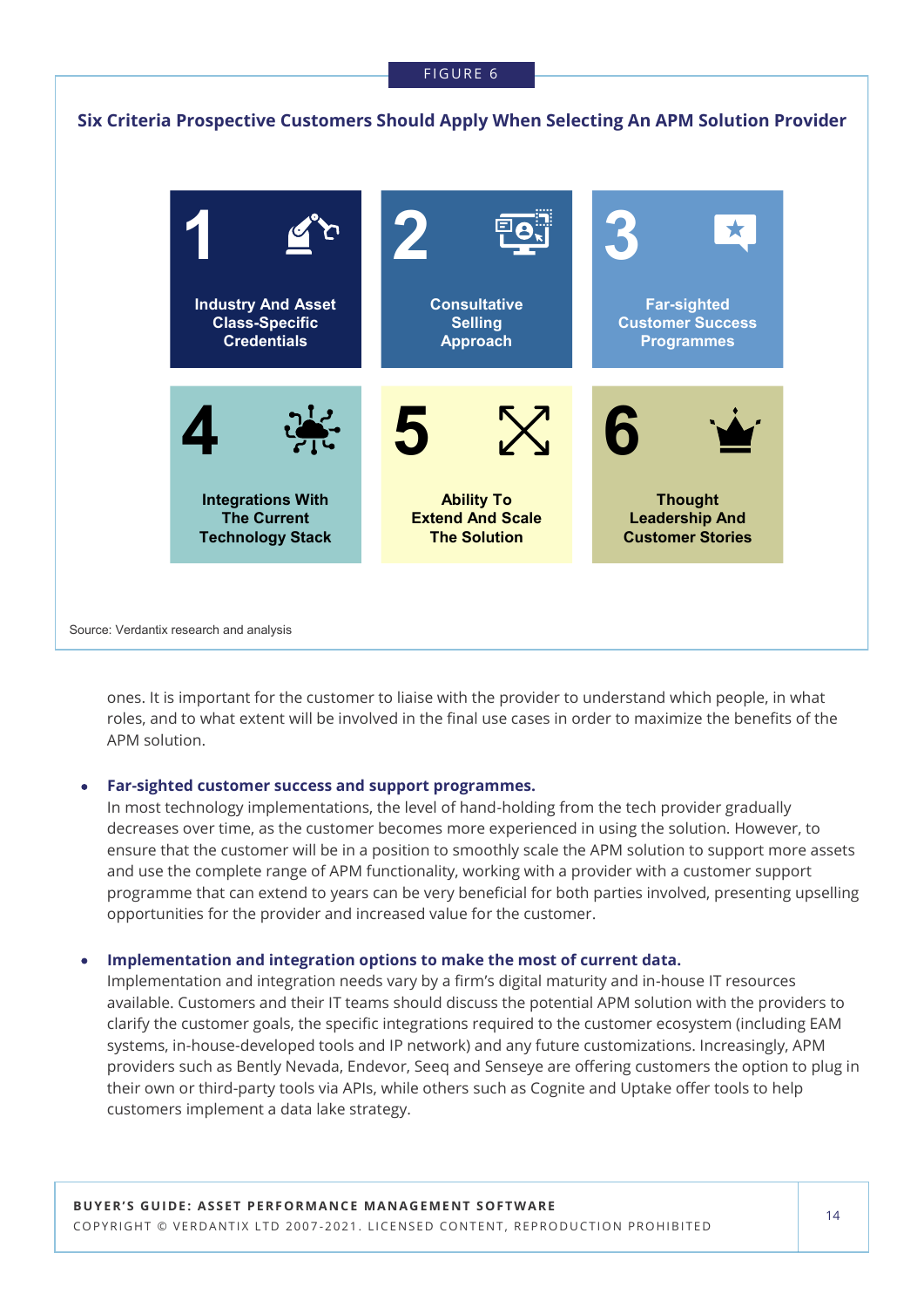FIGURE 6

**Six Criteria Prospective Customers Should Apply When Selecting An APM Solution Provider**

| | | |
|---|---|---|
| **1** Industry And Asset Class-Specific Credentials | **2** Consultative Selling Approach | **3** Far-sighted Customer Success Programmes |
| **4** Integrations With The Current Technology Stack | **5** Ability To Extend And Scale The Solution | **6** Thought Leadership And Customer Stories |

Source: Verdantix research and analysis

ones. It is important for the customer to liaise with the provider to understand which people, in what roles, and to what extent will be involved in the final use cases in order to maximize the benefits of the APM solution.

- **Far-sighted customer success and support programmes.**
  In most technology implementations, the level of hand-holding from the tech provider gradually decreases over time, as the customer becomes more experienced in using the solution. However, to ensure that the customer will be in a position to smoothly scale the APM solution to support more assets and use the complete range of APM functionality, working with a provider with a customer support programme that can extend to years can be very beneficial for both parties involved, presenting upselling opportunities for the provider and increased value for the customer.

- **Implementation and integration options to make the most of current data.**
  Implementation and integration needs vary by a firm's digital maturity and in-house IT resources available. Customers and their IT teams should discuss the potential APM solution with the providers to clarify the customer goals, the specific integrations required to the customer ecosystem (including EAM systems, in-house-developed tools and IP network) and any future customizations. Increasingly, APM providers such as Bently Nevada, Endevor, Seeq and Senseye are offering customers the option to plug in their own or third-party tools via APIs, while others such as Cognite and Uptake offer tools to help customers implement a data lake strategy.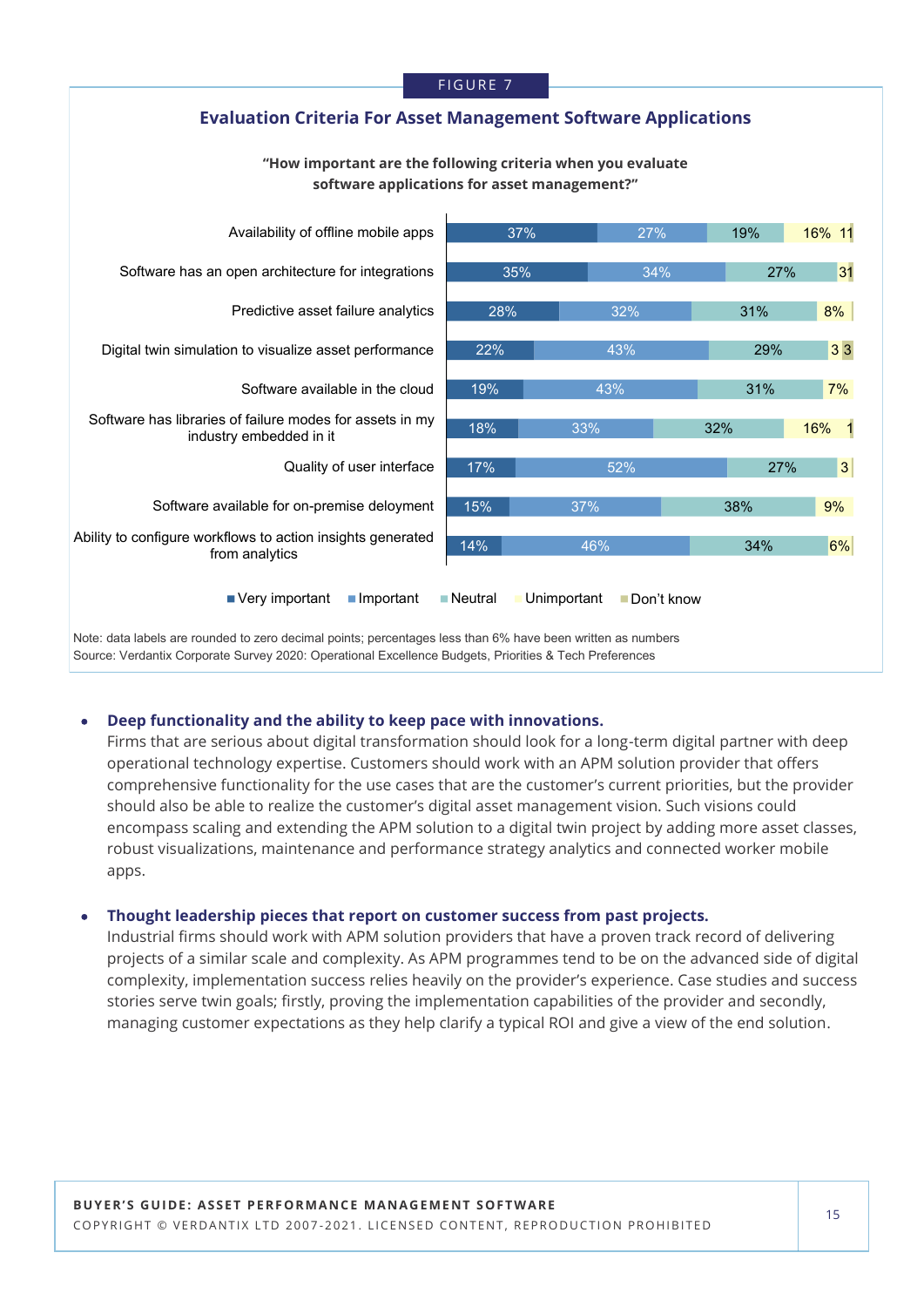FIGURE 7

**Evaluation Criteria For Asset Management Software Applications**

**"How important are the following criteria when you evaluate software applications for asset management?"**

| Criteria | Very important | Important | Neutral | Unimportant | Don't know |
|---|---|---|---|---|---|
| Availability of offline mobile apps | 37% | 27% | 19% | 16% | 1 |
| Software has an open architecture for integrations | 35% | 34% | 27% | 3 | 1 |
| Predictive asset failure analytics | 28% | 32% | 31% | 8% | |
| Digital twin simulation to visualize asset performance | 22% | 43% | 29% | 3 | 3 |
| Software available in the cloud | 19% | 43% | 31% | 7% | |
| Software has libraries of failure modes for assets in my industry embedded in it | 18% | 33% | 32% | 16% | 1 |
| Quality of user interface | 17% | 52% | 27% | 3 | |
| Software available for on-premise deployment | 15% | 37% | 38% | 9% | |
| Ability to configure workflows to action insights generated from analytics | 14% | 46% | 34% | 6% | |

Note: data labels are rounded to zero decimal points; percentages less than 6% have been written as numbers
Source: Verdantix Corporate Survey 2020: Operational Excellence Budgets, Priorities & Tech Preferences

- **Deep functionality and the ability to keep pace with innovations.**
  Firms that are serious about digital transformation should look for a long-term digital partner with deep operational technology expertise. Customers should work with an APM solution provider that offers comprehensive functionality for the use cases that are the customer's current priorities, but the provider should also be able to realize the customer's digital asset management vision. Such visions could encompass scaling and extending the APM solution to a digital twin project by adding more asset classes, robust visualizations, maintenance and performance strategy analytics and connected worker mobile apps.

- **Thought leadership pieces that report on customer success from past projects.**
  Industrial firms should work with APM solution providers that have a proven track record of delivering projects of a similar scale and complexity. As APM programmes tend to be on the advanced side of digital complexity, implementation success relies heavily on the provider's experience. Case studies and success stories serve twin goals; firstly, proving the implementation capabilities of the provider and secondly, managing customer expectations as they help clarify a typical ROI and give a view of the end solution.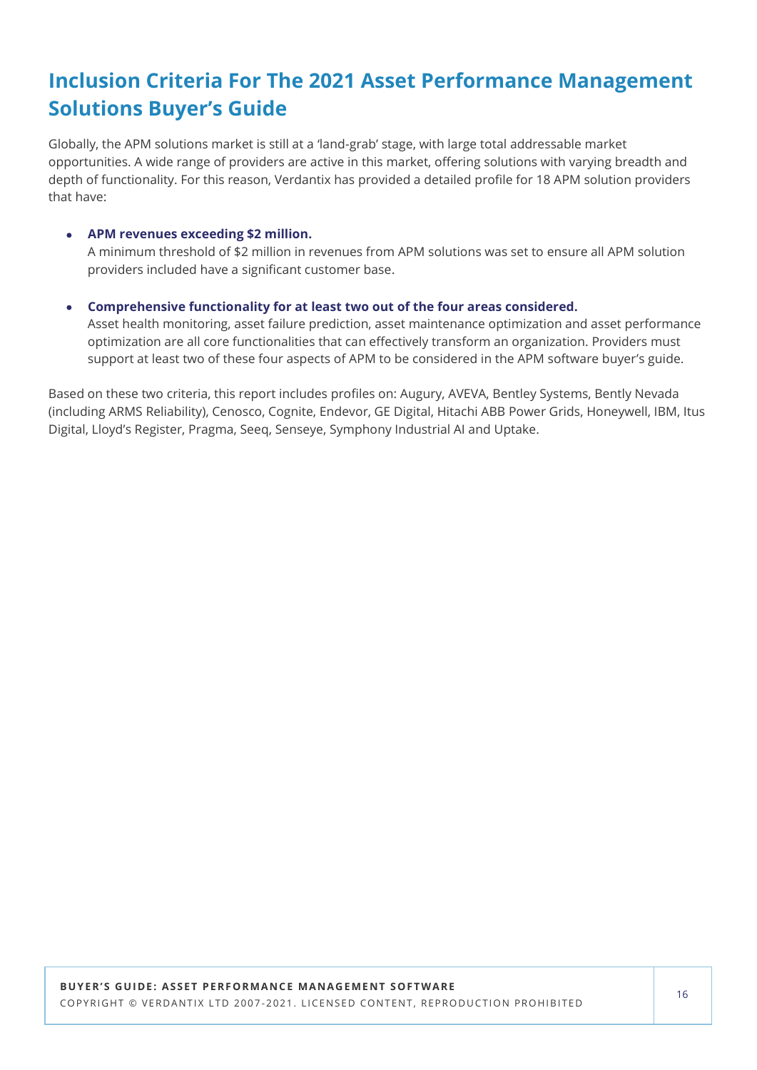# Inclusion Criteria For The 2021 Asset Performance Management Solutions Buyer's Guide

Globally, the APM solutions market is still at a 'land-grab' stage, with large total addressable market opportunities. A wide range of providers are active in this market, offering solutions with varying breadth and depth of functionality. For this reason, Verdantix has provided a detailed profile for 18 APM solution providers that have:

- **APM revenues exceeding $2 million.**
  A minimum threshold of $2 million in revenues from APM solutions was set to ensure all APM solution providers included have a significant customer base.

- **Comprehensive functionality for at least two out of the four areas considered.**
  Asset health monitoring, asset failure prediction, asset maintenance optimization and asset performance optimization are all core functionalities that can effectively transform an organization. Providers must support at least two of these four aspects of APM to be considered in the APM software buyer's guide.

Based on these two criteria, this report includes profiles on: Augury, AVEVA, Bentley Systems, Bently Nevada (including ARMS Reliability), Cenosco, Cognite, Endevor, GE Digital, Hitachi ABB Power Grids, Honeywell, IBM, Itus Digital, Lloyd's Register, Pragma, Seeq, Senseye, Symphony Industrial AI and Uptake.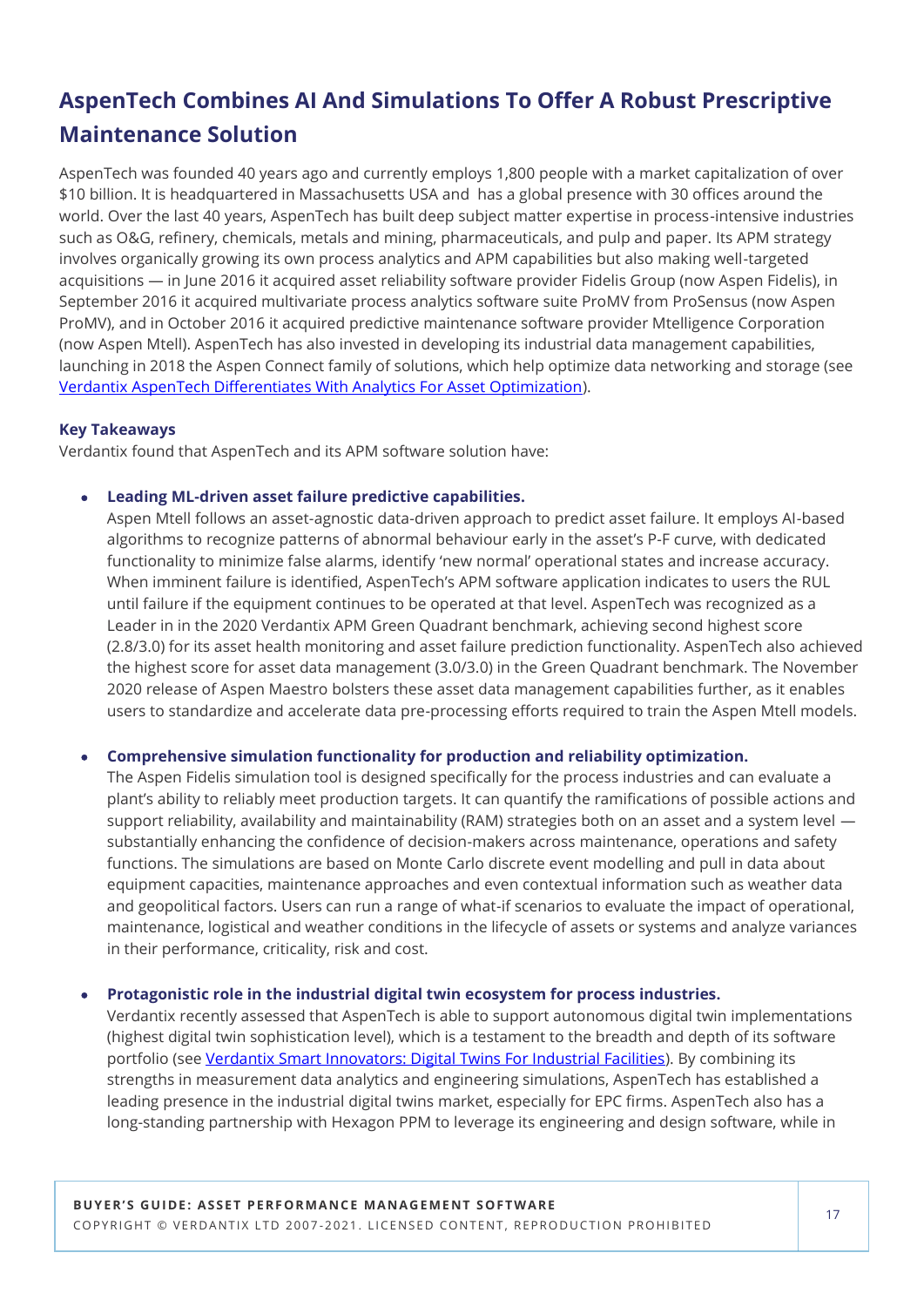## AspenTech Combines AI And Simulations To Offer A Robust Prescriptive Maintenance Solution

AspenTech was founded 40 years ago and currently employs 1,800 people with a market capitalization of over $10 billion. It is headquartered in Massachusetts USA and has a global presence with 30 offices around the world. Over the last 40 years, AspenTech has built deep subject matter expertise in process-intensive industries such as O&G, refinery, chemicals, metals and mining, pharmaceuticals, and pulp and paper. Its APM strategy involves organically growing its own process analytics and APM capabilities but also making well-targeted acquisitions — in June 2016 it acquired asset reliability software provider Fidelis Group (now Aspen Fidelis), in September 2016 it acquired multivariate process analytics software suite ProMV from ProSensus (now Aspen ProMV), and in October 2016 it acquired predictive maintenance software provider Mtelligence Corporation (now Aspen Mtell). AspenTech has also invested in developing its industrial data management capabilities, launching in 2018 the Aspen Connect family of solutions, which help optimize data networking and storage (see [Verdantix AspenTech Differentiates With Analytics For Asset Optimization]()).

**Key Takeaways**

Verdantix found that AspenTech and its APM software solution have:

- **Leading ML-driven asset failure predictive capabilities.**
  Aspen Mtell follows an asset-agnostic data-driven approach to predict asset failure. It employs AI-based algorithms to recognize patterns of abnormal behaviour early in the asset's P-F curve, with dedicated functionality to minimize false alarms, identify 'new normal' operational states and increase accuracy. When imminent failure is identified, AspenTech's APM software application indicates to users the RUL until failure if the equipment continues to be operated at that level. AspenTech was recognized as a Leader in in the 2020 Verdantix APM Green Quadrant benchmark, achieving second highest score (2.8/3.0) for its asset health monitoring and asset failure prediction functionality. AspenTech also achieved the highest score for asset data management (3.0/3.0) in the Green Quadrant benchmark. The November 2020 release of Aspen Maestro bolsters these asset data management capabilities further, as it enables users to standardize and accelerate data pre-processing efforts required to train the Aspen Mtell models.

- **Comprehensive simulation functionality for production and reliability optimization.**
  The Aspen Fidelis simulation tool is designed specifically for the process industries and can evaluate a plant's ability to reliably meet production targets. It can quantify the ramifications of possible actions and support reliability, availability and maintainability (RAM) strategies both on an asset and a system level — substantially enhancing the confidence of decision-makers across maintenance, operations and safety functions. The simulations are based on Monte Carlo discrete event modelling and pull in data about equipment capacities, maintenance approaches and even contextual information such as weather data and geopolitical factors. Users can run a range of what-if scenarios to evaluate the impact of operational, maintenance, logistical and weather conditions in the lifecycle of assets or systems and analyze variances in their performance, criticality, risk and cost.

- **Protagonistic role in the industrial digital twin ecosystem for process industries.**
  Verdantix recently assessed that AspenTech is able to support autonomous digital twin implementations (highest digital twin sophistication level), which is a testament to the breadth and depth of its software portfolio (see [Verdantix Smart Innovators: Digital Twins For Industrial Facilities]()). By combining its strengths in measurement data analytics and engineering simulations, AspenTech has established a leading presence in the industrial digital twins market, especially for EPC firms. AspenTech also has a long-standing partnership with Hexagon PPM to leverage its engineering and design software, while in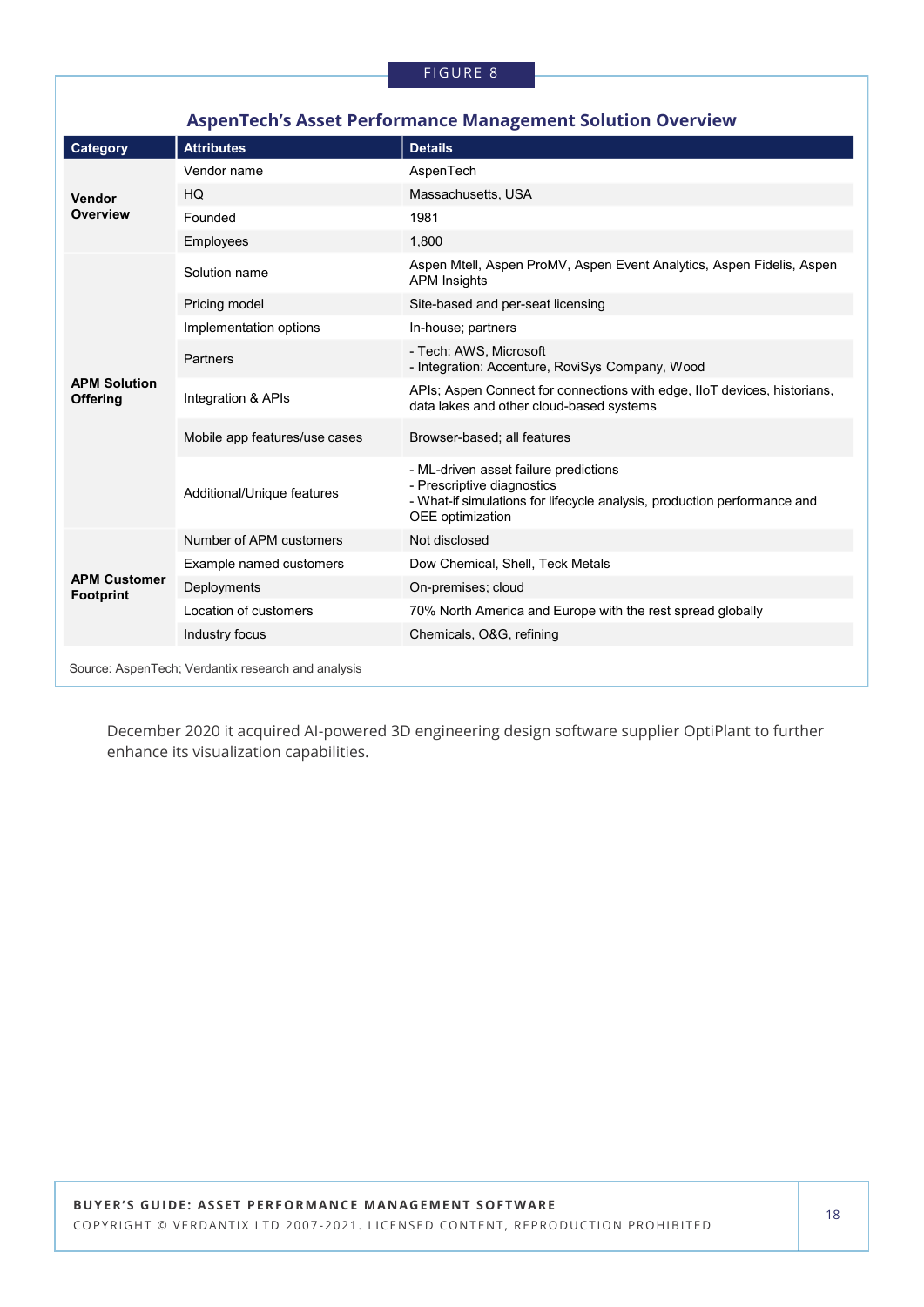FIGURE 8

**AspenTech's Asset Performance Management Solution Overview**

| Category | Attributes | Details |
|---|---|---|
| Vendor Overview | Vendor name | AspenTech |
| | HQ | Massachusetts, USA |
| | Founded | 1981 |
| | Employees | 1,800 |
| APM Solution Offering | Solution name | Aspen Mtell, Aspen ProMV, Aspen Event Analytics, Aspen Fidelis, Aspen APM Insights |
| | Pricing model | Site-based and per-seat licensing |
| | Implementation options | In-house; partners |
| | Partners | - Tech: AWS, Microsoft<br>- Integration: Accenture, RoviSys Company, Wood |
| | Integration & APIs | APIs; Aspen Connect for connections with edge, IIoT devices, historians, data lakes and other cloud-based systems |
| | Mobile app features/use cases | Browser-based; all features |
| | Additional/Unique features | - ML-driven asset failure predictions<br>- Prescriptive diagnostics<br>- What-if simulations for lifecycle analysis, production performance and OEE optimization |
| APM Customer Footprint | Number of APM customers | Not disclosed |
| | Example named customers | Dow Chemical, Shell, Teck Metals |
| | Deployments | On-premises; cloud |
| | Location of customers | 70% North America and Europe with the rest spread globally |
| | Industry focus | Chemicals, O&G, refining |

Source: AspenTech; Verdantix research and analysis

December 2020 it acquired AI-powered 3D engineering design software supplier OptiPlant to further enhance its visualization capabilities.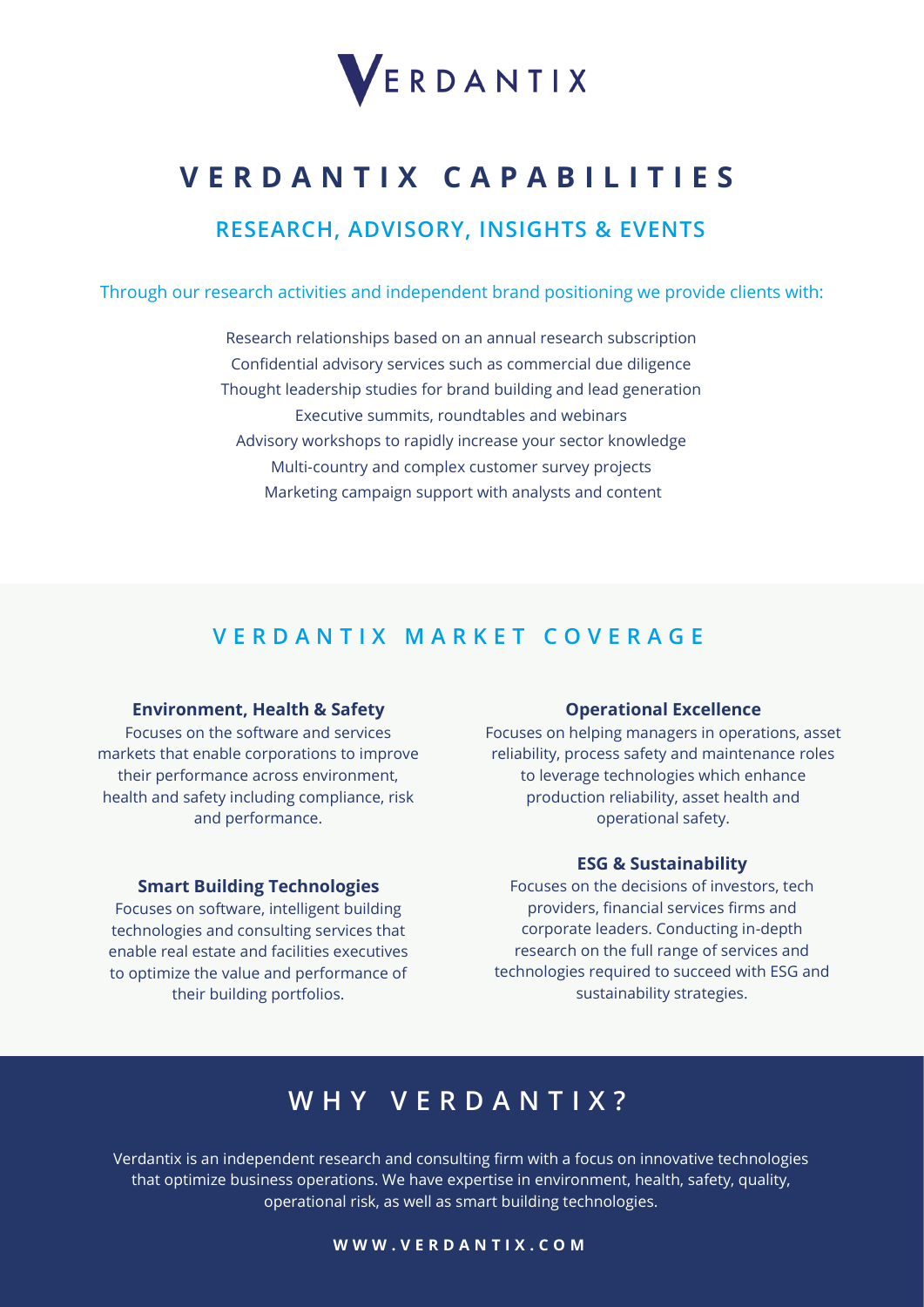# VERDANTIX

## VERDANTIX CAPABILITIES

### RESEARCH, ADVISORY, INSIGHTS & EVENTS

Through our research activities and independent brand positioning we provide clients with:

- Research relationships based on an annual research subscription
- Confidential advisory services such as commercial due diligence
- Thought leadership studies for brand building and lead generation
- Executive summits, roundtables and webinars
- Advisory workshops to rapidly increase your sector knowledge
- Multi-country and complex customer survey projects
- Marketing campaign support with analysts and content

## VERDANTIX MARKET COVERAGE

**Environment, Health & Safety**

Focuses on the software and services markets that enable corporations to improve their performance across environment, health and safety including compliance, risk and performance.

**Smart Building Technologies**

Focuses on software, intelligent building technologies and consulting services that enable real estate and facilities executives to optimize the value and performance of their building portfolios.

**Operational Excellence**

Focuses on helping managers in operations, asset reliability, process safety and maintenance roles to leverage technologies which enhance production reliability, asset health and operational safety.

**ESG & Sustainability**

Focuses on the decisions of investors, tech providers, financial services firms and corporate leaders. Conducting in-depth research on the full range of services and technologies required to succeed with ESG and sustainability strategies.

## WHY VERDANTIX?

Verdantix is an independent research and consulting firm with a focus on innovative technologies that optimize business operations. We have expertise in environment, health, safety, quality, operational risk, as well as smart building technologies.

**WWW.VERDANTIX.COM**